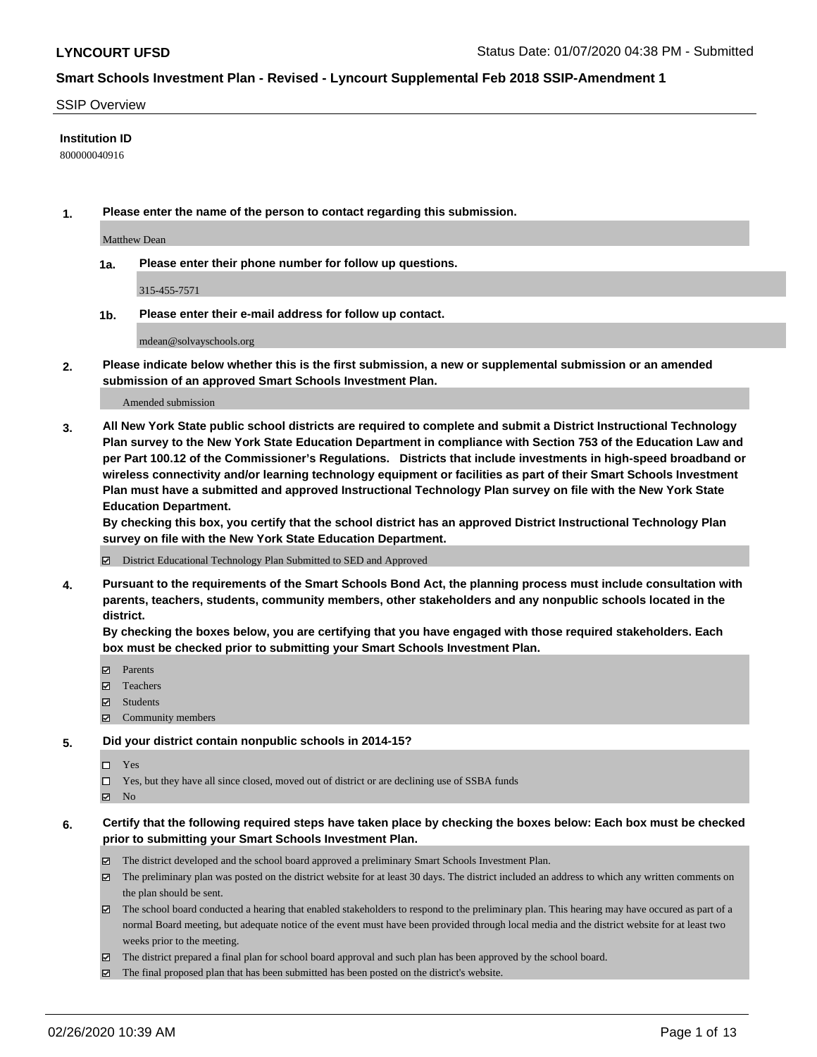**LYNCOURT UFSD**

Status Date: 01/07/2020 04:38 PM - Submitted

## Smart Schools Investment Plan - Revised - Lyncourt Supplemental Feb 2018 SSIP-Amendment 1

SSIP Overview

**Institution ID**

800000040916

**1. Please enter the name of the person to contact regarding this submission.**

Matthew Dean

**1a. Please enter their phone number for follow up questions.**

315-455-7571

**1b. Please enter their e-mail address for follow up contact.**

mdean@solvayschools.org

**2. Please indicate below whether this is the first submission, a new or supplemental submission or an amended submission of an approved Smart Schools Investment Plan.**

Amended submission

**3. All New York State public school districts are required to complete and submit a District Instructional Technology Plan survey to the New York State Education Department in compliance with Section 753 of the Education Law and per Part 100.12 of the Commissioner's Regulations. Districts that include investments in high-speed broadband or wireless connectivity and/or learning technology equipment or facilities as part of their Smart Schools Investment Plan must have a submitted and approved Instructional Technology Plan survey on file with the New York State Education Department.**
**By checking this box, you certify that the school district has an approved District Instructional Technology Plan survey on file with the New York State Education Department.**

- [x] District Educational Technology Plan Submitted to SED and Approved

**4. Pursuant to the requirements of the Smart Schools Bond Act, the planning process must include consultation with parents, teachers, students, community members, other stakeholders and any nonpublic schools located in the district.**
**By checking the boxes below, you are certifying that you have engaged with those required stakeholders. Each box must be checked prior to submitting your Smart Schools Investment Plan.**

- [x] Parents
- [x] Teachers
- [x] Students
- [x] Community members

**5. Did your district contain nonpublic schools in 2014-15?**

- [ ] Yes
- [ ] Yes, but they have all since closed, moved out of district or are declining use of SSBA funds
- [x] No

**6. Certify that the following required steps have taken place by checking the boxes below: Each box must be checked prior to submitting your Smart Schools Investment Plan.**

- [x] The district developed and the school board approved a preliminary Smart Schools Investment Plan.
- [x] The preliminary plan was posted on the district website for at least 30 days. The district included an address to which any written comments on the plan should be sent.
- [x] The school board conducted a hearing that enabled stakeholders to respond to the preliminary plan. This hearing may have occured as part of a normal Board meeting, but adequate notice of the event must have been provided through local media and the district website for at least two weeks prior to the meeting.
- [x] The district prepared a final plan for school board approval and such plan has been approved by the school board.
- [x] The final proposed plan that has been submitted has been posted on the district's website.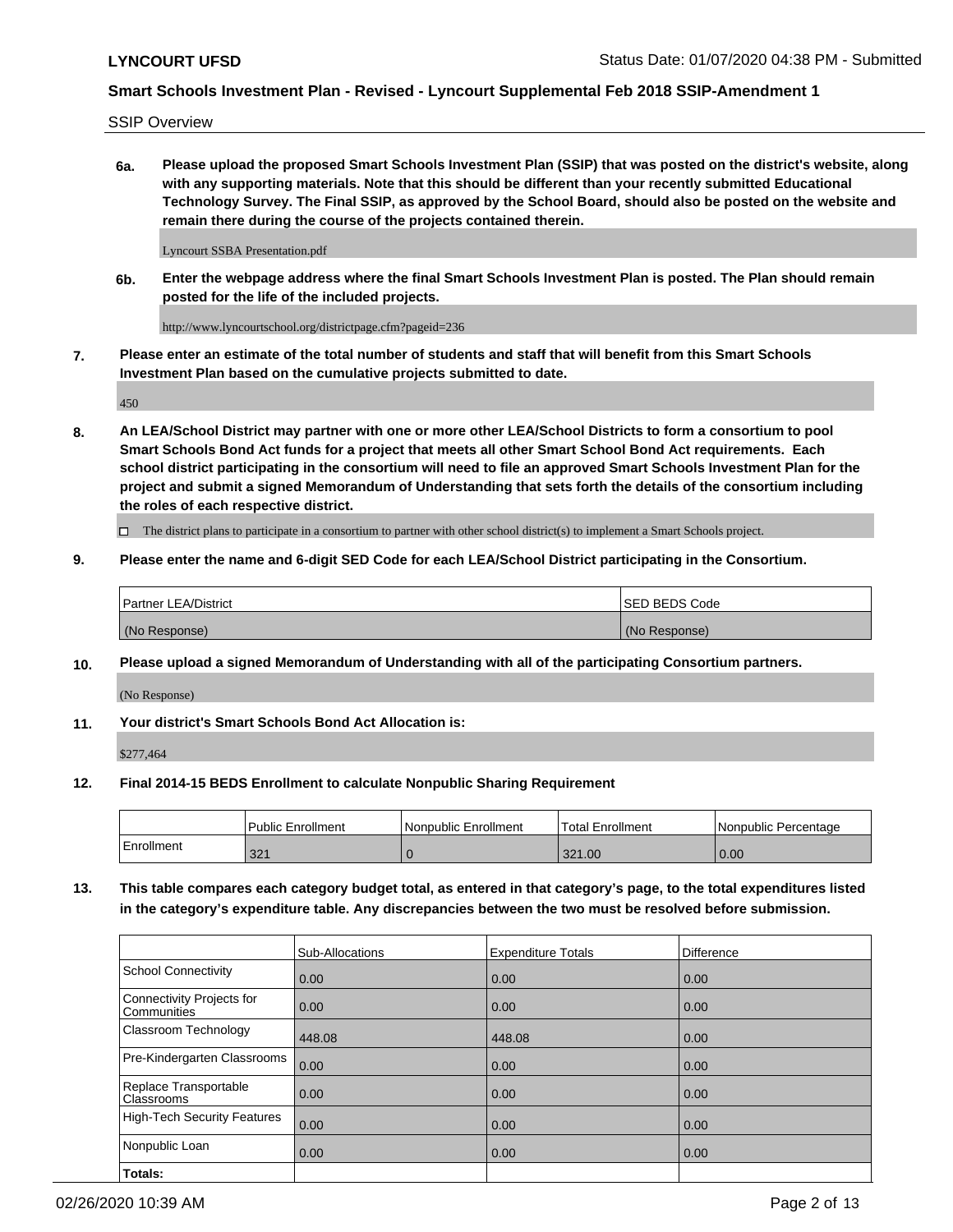SSIP Overview

**6a. Please upload the proposed Smart Schools Investment Plan (SSIP) that was posted on the district's website, along with any supporting materials. Note that this should be different than your recently submitted Educational Technology Survey. The Final SSIP, as approved by the School Board, should also be posted on the website and remain there during the course of the projects contained therein.**

Lyncourt SSBA Presentation.pdf

**6b. Enter the webpage address where the final Smart Schools Investment Plan is posted. The Plan should remain posted for the life of the included projects.**

http://www.lyncourtschool.org/districtpage.cfm?pageid=236

**7. Please enter an estimate of the total number of students and staff that will benefit from this Smart Schools Investment Plan based on the cumulative projects submitted to date.**

450

**8. An LEA/School District may partner with one or more other LEA/School Districts to form a consortium to pool Smart Schools Bond Act funds for a project that meets all other Smart School Bond Act requirements. Each school district participating in the consortium will need to file an approved Smart Schools Investment Plan for the project and submit a signed Memorandum of Understanding that sets forth the details of the consortium including the roles of each respective district.**

☐ The district plans to participate in a consortium to partner with other school district(s) to implement a Smart Schools project.

**9. Please enter the name and 6-digit SED Code for each LEA/School District participating in the Consortium.**

| Partner LEA/District | SED BEDS Code |
|---|---|
| (No Response) | (No Response) |

**10. Please upload a signed Memorandum of Understanding with all of the participating Consortium partners.**

(No Response)

**11. Your district's Smart Schools Bond Act Allocation is:**

$277,464

**12. Final 2014-15 BEDS Enrollment to calculate Nonpublic Sharing Requirement**

| | Public Enrollment | Nonpublic Enrollment | Total Enrollment | Nonpublic Percentage |
|---|---|---|---|---|
| Enrollment | 321 | 0 | 321.00 | 0.00 |

**13. This table compares each category budget total, as entered in that category's page, to the total expenditures listed in the category's expenditure table. Any discrepancies between the two must be resolved before submission.**

| | Sub-Allocations | Expenditure Totals | Difference |
|---|---|---|---|
| School Connectivity | 0.00 | 0.00 | 0.00 |
| Connectivity Projects for Communities | 0.00 | 0.00 | 0.00 |
| Classroom Technology | 448.08 | 448.08 | 0.00 |
| Pre-Kindergarten Classrooms | 0.00 | 0.00 | 0.00 |
| Replace Transportable Classrooms | 0.00 | 0.00 | 0.00 |
| High-Tech Security Features | 0.00 | 0.00 | 0.00 |
| Nonpublic Loan | 0.00 | 0.00 | 0.00 |
| **Totals:** | | | |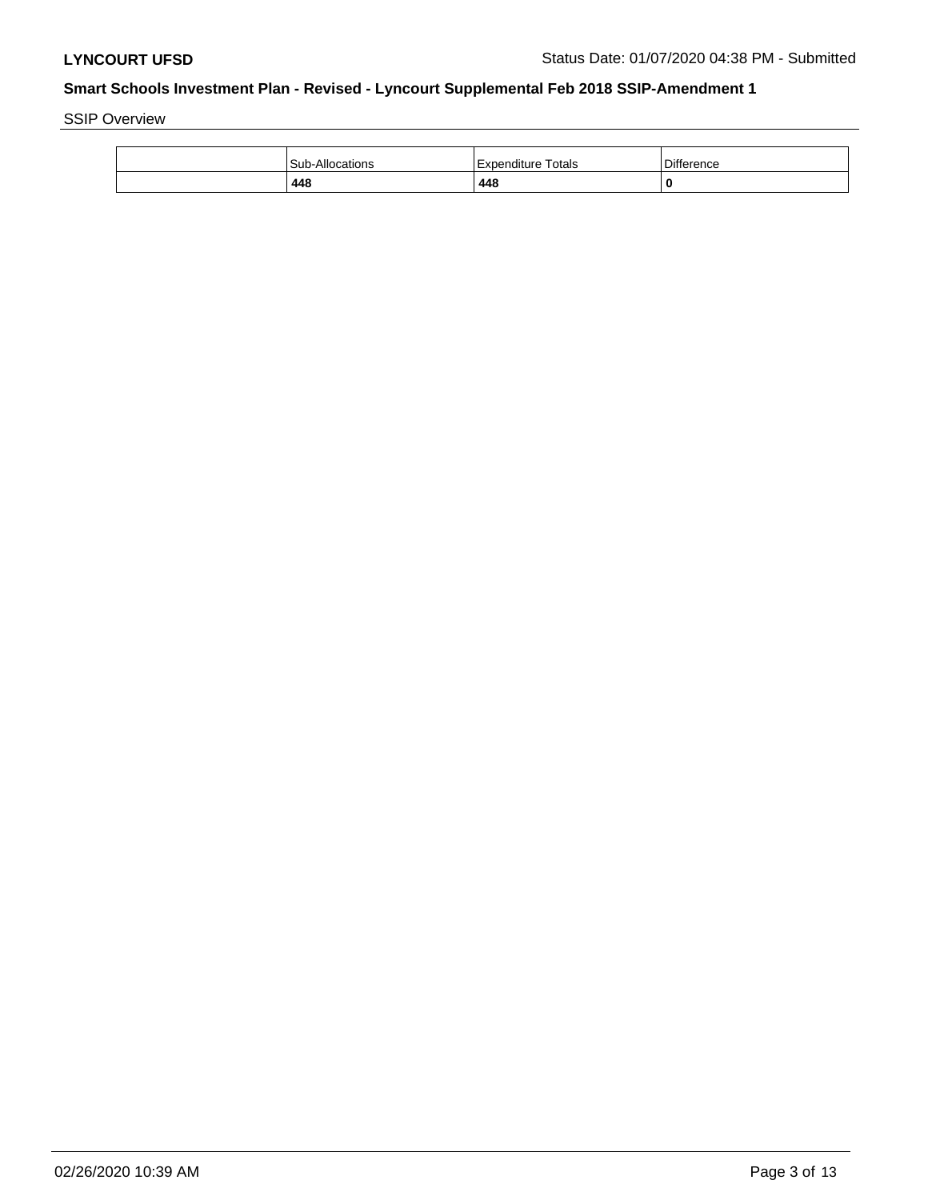SSIP Overview

| | Sub-Allocations | Expenditure Totals | Difference |
|---|---|---|---|
| | **448** | **448** | **0** |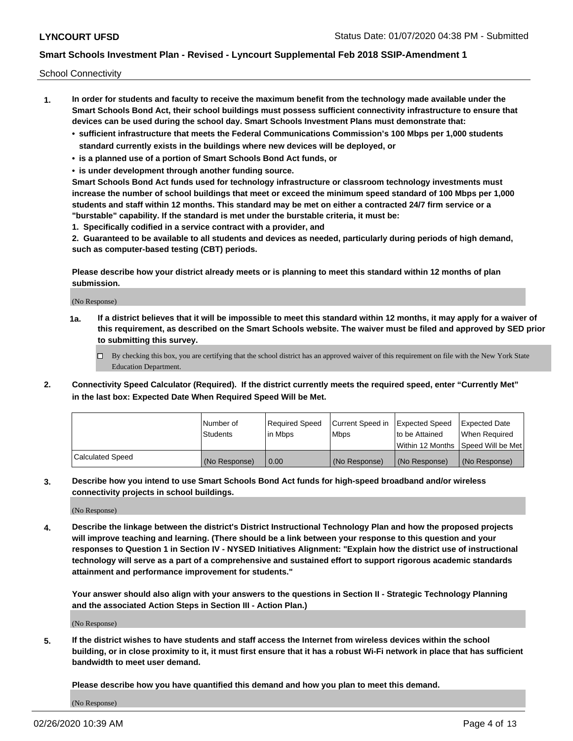School Connectivity

1. **In order for students and faculty to receive the maximum benefit from the technology made available under the Smart Schools Bond Act, their school buildings must possess sufficient connectivity infrastructure to ensure that devices can be used during the school day. Smart Schools Investment Plans must demonstrate that:**
   - **sufficient infrastructure that meets the Federal Communications Commission's 100 Mbps per 1,000 students standard currently exists in the buildings where new devices will be deployed, or**
   - **is a planned use of a portion of Smart Schools Bond Act funds, or**
   - **is under development through another funding source.**

   **Smart Schools Bond Act funds used for technology infrastructure or classroom technology investments must increase the number of school buildings that meet or exceed the minimum speed standard of 100 Mbps per 1,000 students and staff within 12 months. This standard may be met on either a contracted 24/7 firm service or a "burstable" capability. If the standard is met under the burstable criteria, it must be:**

   **1. Specifically codified in a service contract with a provider, and**

   **2. Guaranteed to be available to all students and devices as needed, particularly during periods of high demand, such as computer-based testing (CBT) periods.**

   **Please describe how your district already meets or is planning to meet this standard within 12 months of plan submission.**

   (No Response)

   **1a. If a district believes that it will be impossible to meet this standard within 12 months, it may apply for a waiver of this requirement, as described on the Smart Schools website. The waiver must be filed and approved by SED prior to submitting this survey.**

   ☐ By checking this box, you are certifying that the school district has an approved waiver of this requirement on file with the New York State Education Department.

2. **Connectivity Speed Calculator (Required). If the district currently meets the required speed, enter "Currently Met" in the last box: Expected Date When Required Speed Will be Met.**

| | Number of Students | Required Speed in Mbps | Current Speed in Mbps | Expected Speed to be Attained Within 12 Months | Expected Date When Required Speed Will be Met |
|---|---|---|---|---|---|
| Calculated Speed | (No Response) | 0.00 | (No Response) | (No Response) | (No Response) |

3. **Describe how you intend to use Smart Schools Bond Act funds for high-speed broadband and/or wireless connectivity projects in school buildings.**

   (No Response)

4. **Describe the linkage between the district's District Instructional Technology Plan and how the proposed projects will improve teaching and learning. (There should be a link between your response to this question and your responses to Question 1 in Section IV - NYSED Initiatives Alignment: "Explain how the district use of instructional technology will serve as a part of a comprehensive and sustained effort to support rigorous academic standards attainment and performance improvement for students."**

   **Your answer should also align with your answers to the questions in Section II - Strategic Technology Planning and the associated Action Steps in Section III - Action Plan.)**

   (No Response)

5. **If the district wishes to have students and staff access the Internet from wireless devices within the school building, or in close proximity to it, it must first ensure that it has a robust Wi-Fi network in place that has sufficient bandwidth to meet user demand.**

   **Please describe how you have quantified this demand and how you plan to meet this demand.**

   (No Response)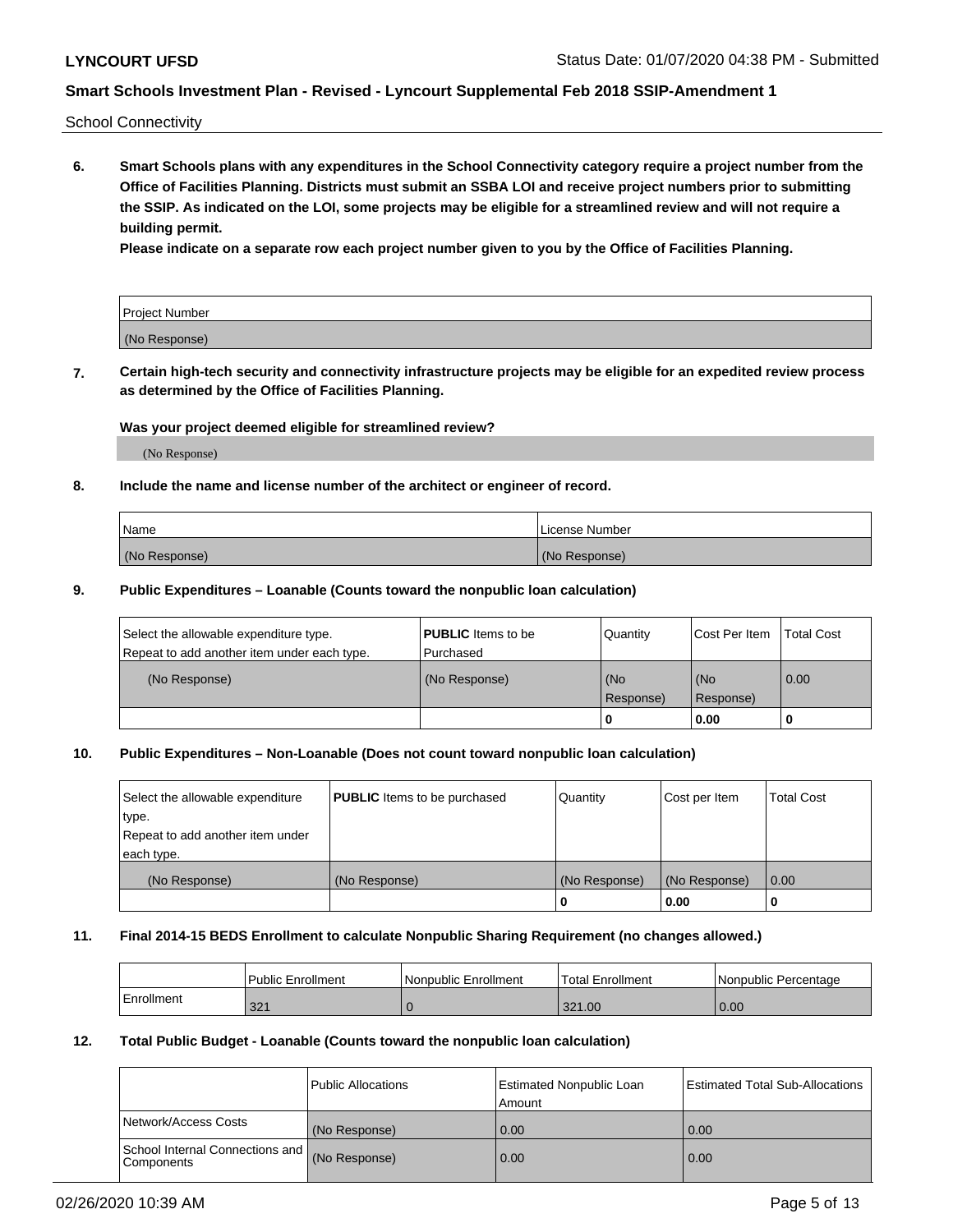School Connectivity

**6. Smart Schools plans with any expenditures in the School Connectivity category require a project number from the Office of Facilities Planning. Districts must submit an SSBA LOI and receive project numbers prior to submitting the SSIP. As indicated on the LOI, some projects may be eligible for a streamlined review and will not require a building permit.**

**Please indicate on a separate row each project number given to you by the Office of Facilities Planning.**

| Project Number |
|---|
| (No Response) |

**7. Certain high-tech security and connectivity infrastructure projects may be eligible for an expedited review process as determined by the Office of Facilities Planning.**

**Was your project deemed eligible for streamlined review?**

(No Response)

**8. Include the name and license number of the architect or engineer of record.**

| Name | License Number |
|---|---|
| (No Response) | (No Response) |

**9. Public Expenditures – Loanable (Counts toward the nonpublic loan calculation)**

| Select the allowable expenditure type. Repeat to add another item under each type. | **PUBLIC** Items to be Purchased | Quantity | Cost Per Item | Total Cost |
|---|---|---|---|---|
| (No Response) | (No Response) | (No Response) | (No Response) | 0.00 |
| | | 0 | 0.00 | 0 |

**10. Public Expenditures – Non-Loanable (Does not count toward nonpublic loan calculation)**

| Select the allowable expenditure type. Repeat to add another item under each type. | **PUBLIC** Items to be purchased | Quantity | Cost per Item | Total Cost |
|---|---|---|---|---|
| (No Response) | (No Response) | (No Response) | (No Response) | 0.00 |
| | | 0 | 0.00 | 0 |

**11. Final 2014-15 BEDS Enrollment to calculate Nonpublic Sharing Requirement (no changes allowed.)**

| | Public Enrollment | Nonpublic Enrollment | Total Enrollment | Nonpublic Percentage |
|---|---|---|---|---|
| Enrollment | 321 | 0 | 321.00 | 0.00 |

**12. Total Public Budget - Loanable (Counts toward the nonpublic loan calculation)**

| | Public Allocations | Estimated Nonpublic Loan Amount | Estimated Total Sub-Allocations |
|---|---|---|---|
| Network/Access Costs | (No Response) | 0.00 | 0.00 |
| School Internal Connections and Components | (No Response) | 0.00 | 0.00 |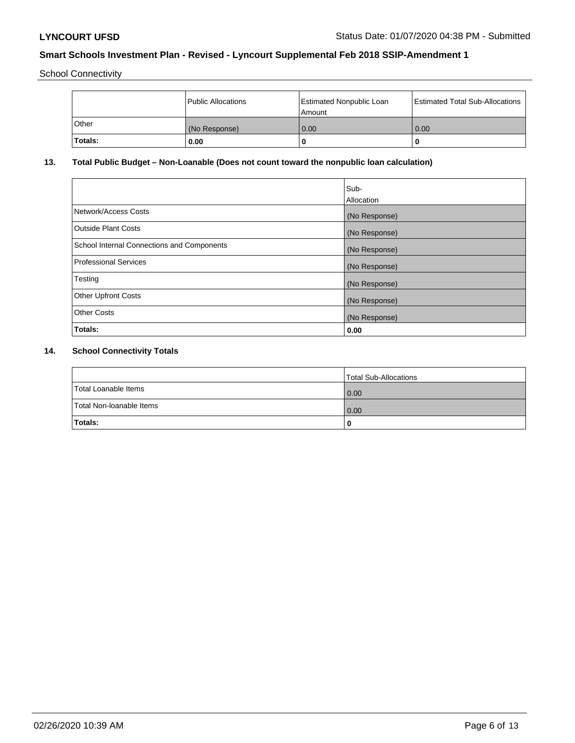School Connectivity

|  | Public Allocations | Estimated Nonpublic Loan Amount | Estimated Total Sub-Allocations |
|---|---|---|---|
| Other | (No Response) | 0.00 | 0.00 |
| **Totals:** | **0.00** | **0** | **0** |

## 13. Total Public Budget – Non-Loanable (Does not count toward the nonpublic loan calculation)

|  | Sub-Allocation |
|---|---|
| Network/Access Costs | (No Response) |
| Outside Plant Costs | (No Response) |
| School Internal Connections and Components | (No Response) |
| Professional Services | (No Response) |
| Testing | (No Response) |
| Other Upfront Costs | (No Response) |
| Other Costs | (No Response) |
| **Totals:** | **0.00** |

## 14. School Connectivity Totals

|  | Total Sub-Allocations |
|---|---|
| Total Loanable Items | 0.00 |
| Total Non-loanable Items | 0.00 |
| **Totals:** | **0** |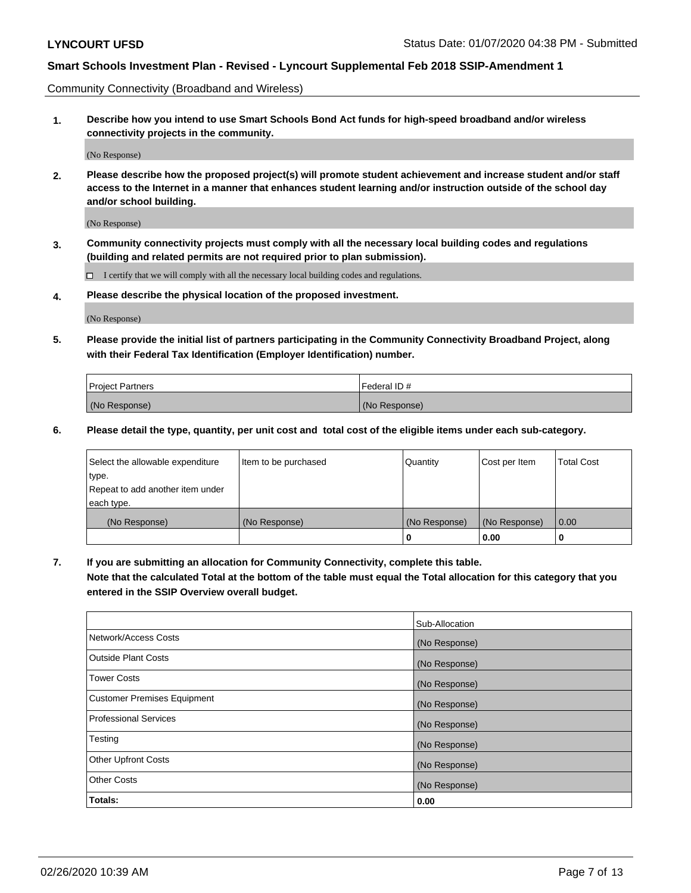Community Connectivity (Broadband and Wireless)

**1. Describe how you intend to use Smart Schools Bond Act funds for high-speed broadband and/or wireless connectivity projects in the community.**

(No Response)

**2. Please describe how the proposed project(s) will promote student achievement and increase student and/or staff access to the Internet in a manner that enhances student learning and/or instruction outside of the school day and/or school building.**

(No Response)

**3. Community connectivity projects must comply with all the necessary local building codes and regulations (building and related permits are not required prior to plan submission).**

☐ I certify that we will comply with all the necessary local building codes and regulations.

**4. Please describe the physical location of the proposed investment.**

(No Response)

**5. Please provide the initial list of partners participating in the Community Connectivity Broadband Project, along with their Federal Tax Identification (Employer Identification) number.**

| Project Partners | Federal ID # |
|---|---|
| (No Response) | (No Response) |

**6. Please detail the type, quantity, per unit cost and total cost of the eligible items under each sub-category.**

| Select the allowable expenditure type. Repeat to add another item under each type. | Item to be purchased | Quantity | Cost per Item | Total Cost |
|---|---|---|---|---|
| (No Response) | (No Response) | (No Response) | (No Response) | 0.00 |
| | | **0** | **0.00** | **0** |

**7. If you are submitting an allocation for Community Connectivity, complete this table. Note that the calculated Total at the bottom of the table must equal the Total allocation for this category that you entered in the SSIP Overview overall budget.**

| | Sub-Allocation |
|---|---|
| Network/Access Costs | (No Response) |
| Outside Plant Costs | (No Response) |
| Tower Costs | (No Response) |
| Customer Premises Equipment | (No Response) |
| Professional Services | (No Response) |
| Testing | (No Response) |
| Other Upfront Costs | (No Response) |
| Other Costs | (No Response) |
| **Totals:** | **0.00** |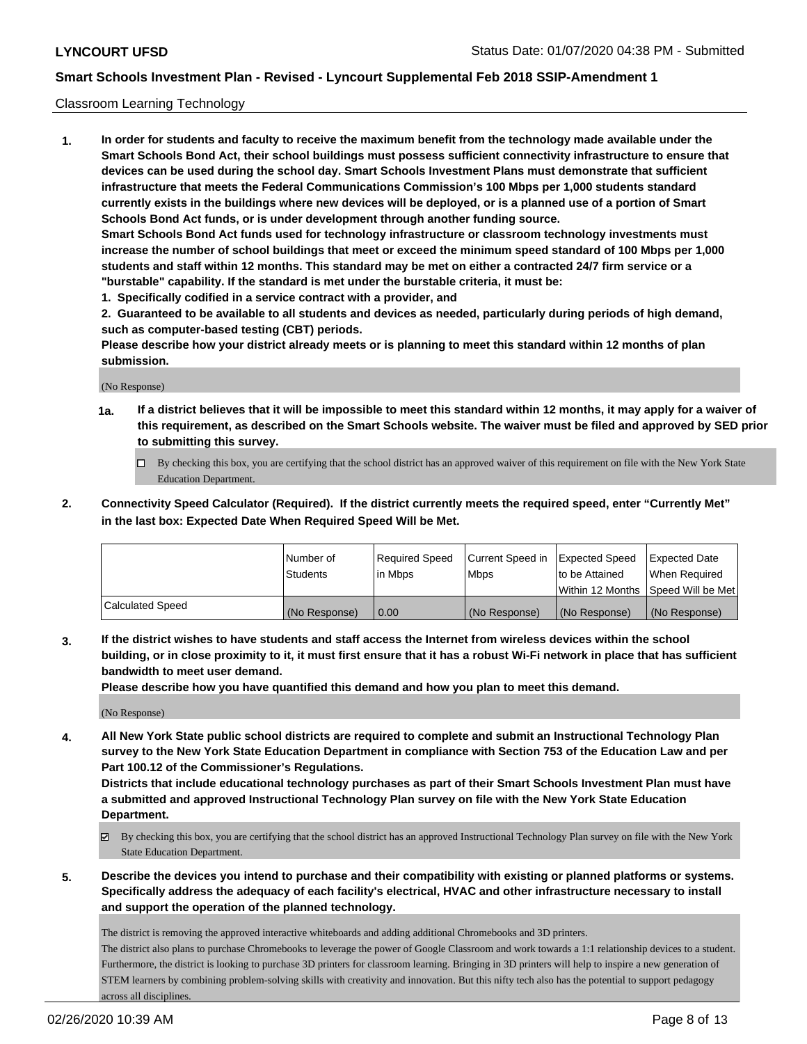Classroom Learning Technology

**1. In order for students and faculty to receive the maximum benefit from the technology made available under the Smart Schools Bond Act, their school buildings must possess sufficient connectivity infrastructure to ensure that devices can be used during the school day. Smart Schools Investment Plans must demonstrate that sufficient infrastructure that meets the Federal Communications Commission's 100 Mbps per 1,000 students standard currently exists in the buildings where new devices will be deployed, or is a planned use of a portion of Smart Schools Bond Act funds, or is under development through another funding source.**

**Smart Schools Bond Act funds used for technology infrastructure or classroom technology investments must increase the number of school buildings that meet or exceed the minimum speed standard of 100 Mbps per 1,000 students and staff within 12 months. This standard may be met on either a contracted 24/7 firm service or a "burstable" capability. If the standard is met under the burstable criteria, it must be:**

**1. Specifically codified in a service contract with a provider, and**

**2. Guaranteed to be available to all students and devices as needed, particularly during periods of high demand, such as computer-based testing (CBT) periods.**

**Please describe how your district already meets or is planning to meet this standard within 12 months of plan submission.**

(No Response)

**1a. If a district believes that it will be impossible to meet this standard within 12 months, it may apply for a waiver of this requirement, as described on the Smart Schools website. The waiver must be filed and approved by SED prior to submitting this survey.**

☐ By checking this box, you are certifying that the school district has an approved waiver of this requirement on file with the New York State Education Department.

**2. Connectivity Speed Calculator (Required). If the district currently meets the required speed, enter "Currently Met" in the last box: Expected Date When Required Speed Will be Met.**

| | Number of Students | Required Speed in Mbps | Current Speed in Mbps | Expected Speed to be Attained Within 12 Months | Expected Date When Required Speed Will be Met |
|---|---|---|---|---|---|
| Calculated Speed | (No Response) | 0.00 | (No Response) | (No Response) | (No Response) |

**3. If the district wishes to have students and staff access the Internet from wireless devices within the school building, or in close proximity to it, it must first ensure that it has a robust Wi-Fi network in place that has sufficient bandwidth to meet user demand.**

**Please describe how you have quantified this demand and how you plan to meet this demand.**

(No Response)

**4. All New York State public school districts are required to complete and submit an Instructional Technology Plan survey to the New York State Education Department in compliance with Section 753 of the Education Law and per Part 100.12 of the Commissioner's Regulations.**

**Districts that include educational technology purchases as part of their Smart Schools Investment Plan must have a submitted and approved Instructional Technology Plan survey on file with the New York State Education Department.**

☑ By checking this box, you are certifying that the school district has an approved Instructional Technology Plan survey on file with the New York State Education Department.

**5. Describe the devices you intend to purchase and their compatibility with existing or planned platforms or systems. Specifically address the adequacy of each facility's electrical, HVAC and other infrastructure necessary to install and support the operation of the planned technology.**

The district is removing the approved interactive whiteboards and adding additional Chromebooks and 3D printers.
The district also plans to purchase Chromebooks to leverage the power of Google Classroom and work towards a 1:1 relationship devices to a student. Furthermore, the district is looking to purchase 3D printers for classroom learning. Bringing in 3D printers will help to inspire a new generation of STEM learners by combining problem-solving skills with creativity and innovation. But this nifty tech also has the potential to support pedagogy across all disciplines.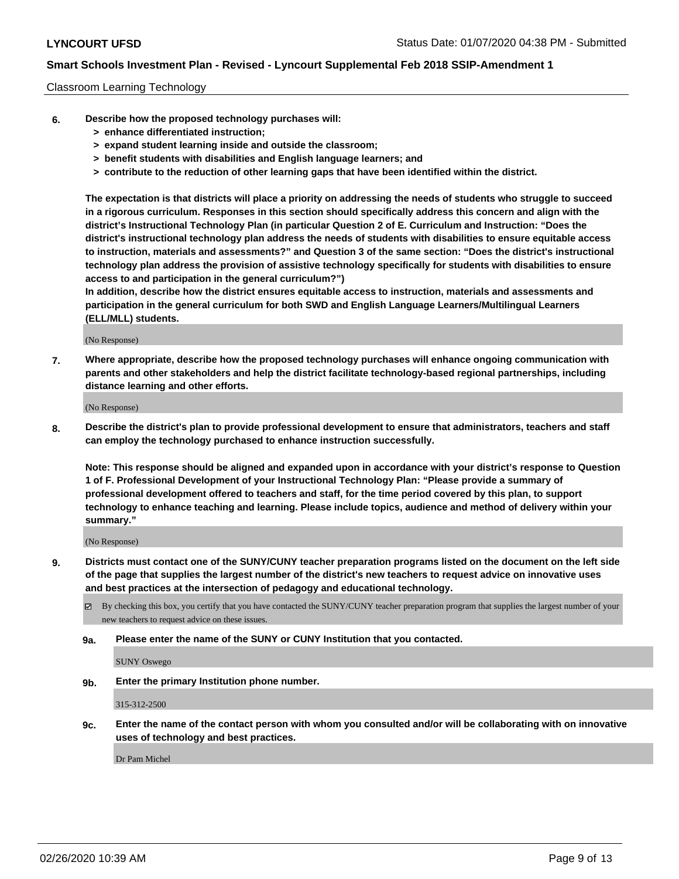Classroom Learning Technology

**6. Describe how the proposed technology purchases will:**
- **> enhance differentiated instruction;**
- **> expand student learning inside and outside the classroom;**
- **> benefit students with disabilities and English language learners; and**
- **> contribute to the reduction of other learning gaps that have been identified within the district.**

**The expectation is that districts will place a priority on addressing the needs of students who struggle to succeed in a rigorous curriculum. Responses in this section should specifically address this concern and align with the district's Instructional Technology Plan (in particular Question 2 of E. Curriculum and Instruction: "Does the district's instructional technology plan address the needs of students with disabilities to ensure equitable access to instruction, materials and assessments?" and Question 3 of the same section: "Does the district's instructional technology plan address the provision of assistive technology specifically for students with disabilities to ensure access to and participation in the general curriculum?")**

**In addition, describe how the district ensures equitable access to instruction, materials and assessments and participation in the general curriculum for both SWD and English Language Learners/Multilingual Learners (ELL/MLL) students.**

(No Response)

**7. Where appropriate, describe how the proposed technology purchases will enhance ongoing communication with parents and other stakeholders and help the district facilitate technology-based regional partnerships, including distance learning and other efforts.**

(No Response)

**8. Describe the district's plan to provide professional development to ensure that administrators, teachers and staff can employ the technology purchased to enhance instruction successfully.**

**Note: This response should be aligned and expanded upon in accordance with your district's response to Question 1 of F. Professional Development of your Instructional Technology Plan: "Please provide a summary of professional development offered to teachers and staff, for the time period covered by this plan, to support technology to enhance teaching and learning. Please include topics, audience and method of delivery within your summary."**

(No Response)

**9. Districts must contact one of the SUNY/CUNY teacher preparation programs listed on the document on the left side of the page that supplies the largest number of the district's new teachers to request advice on innovative uses and best practices at the intersection of pedagogy and educational technology.**

☑ By checking this box, you certify that you have contacted the SUNY/CUNY teacher preparation program that supplies the largest number of your new teachers to request advice on these issues.

**9a. Please enter the name of the SUNY or CUNY Institution that you contacted.**

SUNY Oswego

**9b. Enter the primary Institution phone number.**

315-312-2500

**9c. Enter the name of the contact person with whom you consulted and/or will be collaborating with on innovative uses of technology and best practices.**

Dr Pam Michel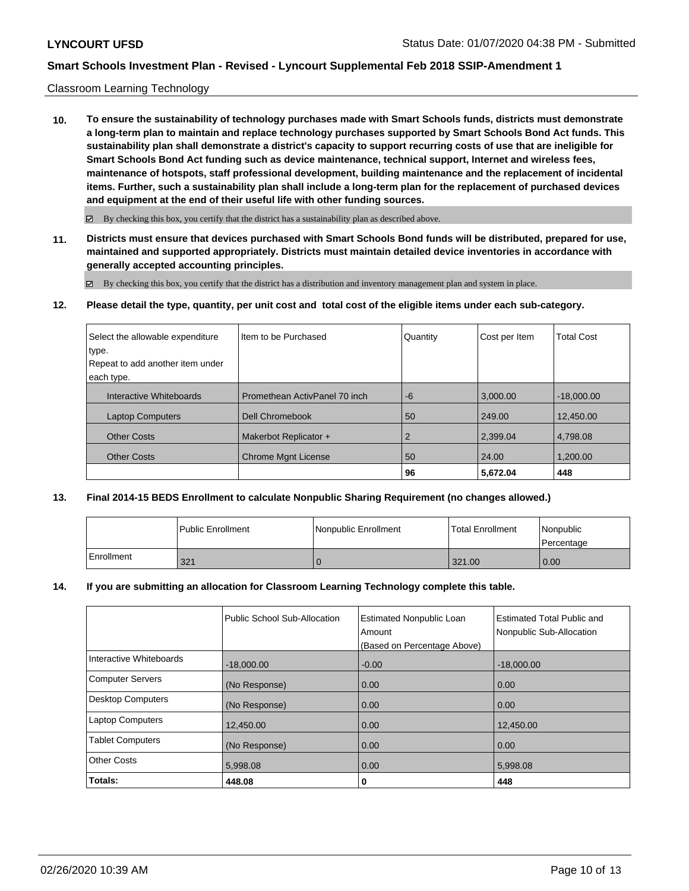Classroom Learning Technology

**10. To ensure the sustainability of technology purchases made with Smart Schools funds, districts must demonstrate a long-term plan to maintain and replace technology purchases supported by Smart Schools Bond Act funds. This sustainability plan shall demonstrate a district's capacity to support recurring costs of use that are ineligible for Smart Schools Bond Act funding such as device maintenance, technical support, Internet and wireless fees, maintenance of hotspots, staff professional development, building maintenance and the replacement of incidental items. Further, such a sustainability plan shall include a long-term plan for the replacement of purchased devices and equipment at the end of their useful life with other funding sources.**

☑ By checking this box, you certify that the district has a sustainability plan as described above.

**11. Districts must ensure that devices purchased with Smart Schools Bond funds will be distributed, prepared for use, maintained and supported appropriately. Districts must maintain detailed device inventories in accordance with generally accepted accounting principles.**

☑ By checking this box, you certify that the district has a distribution and inventory management plan and system in place.

**12. Please detail the type, quantity, per unit cost and total cost of the eligible items under each sub-category.**

| Select the allowable expenditure type. Repeat to add another item under each type. | Item to be Purchased | Quantity | Cost per Item | Total Cost |
|---|---|---|---|---|
| Interactive Whiteboards | Promethean ActivPanel 70 inch | -6 | 3,000.00 | -18,000.00 |
| Laptop Computers | Dell Chromebook | 50 | 249.00 | 12,450.00 |
| Other Costs | Makerbot Replicator + | 2 | 2,399.04 | 4,798.08 |
| Other Costs | Chrome Mgnt License | 50 | 24.00 | 1,200.00 |
| | | **96** | **5,672.04** | **448** |

**13. Final 2014-15 BEDS Enrollment to calculate Nonpublic Sharing Requirement (no changes allowed.)**

| | Public Enrollment | Nonpublic Enrollment | Total Enrollment | Nonpublic Percentage |
|---|---|---|---|---|
| Enrollment | 321 | 0 | 321.00 | 0.00 |

**14. If you are submitting an allocation for Classroom Learning Technology complete this table.**

| | Public School Sub-Allocation | Estimated Nonpublic Loan Amount (Based on Percentage Above) | Estimated Total Public and Nonpublic Sub-Allocation |
|---|---|---|---|
| Interactive Whiteboards | -18,000.00 | -0.00 | -18,000.00 |
| Computer Servers | (No Response) | 0.00 | 0.00 |
| Desktop Computers | (No Response) | 0.00 | 0.00 |
| Laptop Computers | 12,450.00 | 0.00 | 12,450.00 |
| Tablet Computers | (No Response) | 0.00 | 0.00 |
| Other Costs | 5,998.08 | 0.00 | 5,998.08 |
| **Totals:** | **448.08** | **0** | **448** |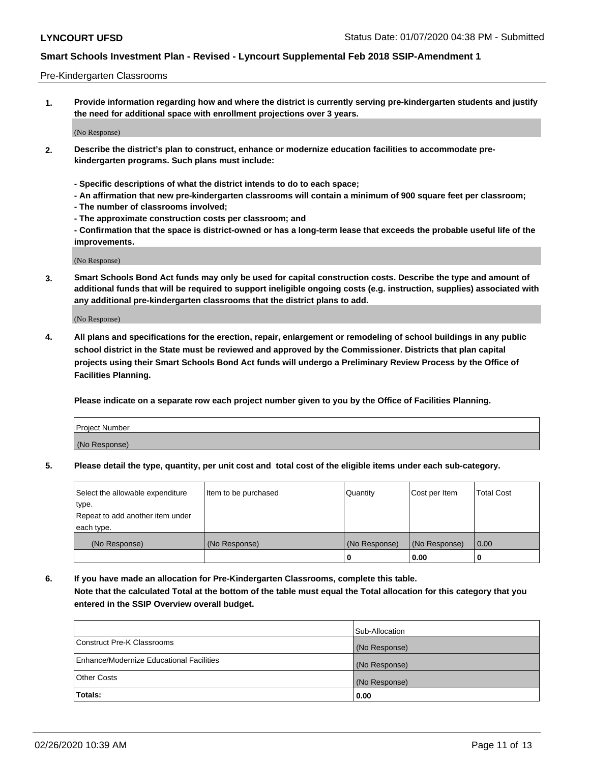Pre-Kindergarten Classrooms

**1. Provide information regarding how and where the district is currently serving pre-kindergarten students and justify the need for additional space with enrollment projections over 3 years.**

(No Response)

**2. Describe the district's plan to construct, enhance or modernize education facilities to accommodate pre-kindergarten programs. Such plans must include:**

**- Specific descriptions of what the district intends to do to each space;**
**- An affirmation that new pre-kindergarten classrooms will contain a minimum of 900 square feet per classroom;**
**- The number of classrooms involved;**
**- The approximate construction costs per classroom; and**
**- Confirmation that the space is district-owned or has a long-term lease that exceeds the probable useful life of the improvements.**

(No Response)

**3. Smart Schools Bond Act funds may only be used for capital construction costs. Describe the type and amount of additional funds that will be required to support ineligible ongoing costs (e.g. instruction, supplies) associated with any additional pre-kindergarten classrooms that the district plans to add.**

(No Response)

**4. All plans and specifications for the erection, repair, enlargement or remodeling of school buildings in any public school district in the State must be reviewed and approved by the Commissioner. Districts that plan capital projects using their Smart Schools Bond Act funds will undergo a Preliminary Review Process by the Office of Facilities Planning.**

**Please indicate on a separate row each project number given to you by the Office of Facilities Planning.**

| Project Number |
|---|
| (No Response) |

**5. Please detail the type, quantity, per unit cost and total cost of the eligible items under each sub-category.**

| Select the allowable expenditure type. Repeat to add another item under each type. | Item to be purchased | Quantity | Cost per Item | Total Cost |
|---|---|---|---|---|
| (No Response) | (No Response) | (No Response) | (No Response) | 0.00 |
| | | 0 | 0.00 | 0 |

**6. If you have made an allocation for Pre-Kindergarten Classrooms, complete this table. Note that the calculated Total at the bottom of the table must equal the Total allocation for this category that you entered in the SSIP Overview overall budget.**

| | Sub-Allocation |
|---|---|
| Construct Pre-K Classrooms | (No Response) |
| Enhance/Modernize Educational Facilities | (No Response) |
| Other Costs | (No Response) |
| **Totals:** | **0.00** |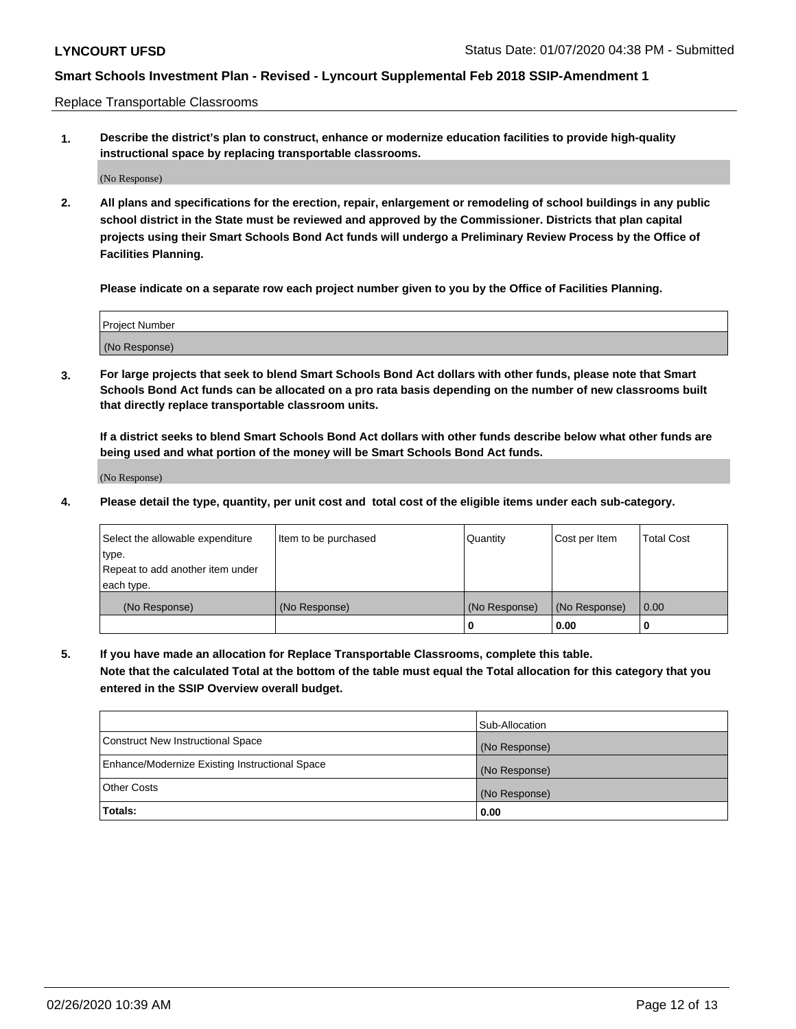Replace Transportable Classrooms

1. **Describe the district's plan to construct, enhance or modernize education facilities to provide high-quality instructional space by replacing transportable classrooms.**

(No Response)

2. **All plans and specifications for the erection, repair, enlargement or remodeling of school buildings in any public school district in the State must be reviewed and approved by the Commissioner. Districts that plan capital projects using their Smart Schools Bond Act funds will undergo a Preliminary Review Process by the Office of Facilities Planning.**

**Please indicate on a separate row each project number given to you by the Office of Facilities Planning.**

| Project Number |
| --- |
| (No Response) |

3. **For large projects that seek to blend Smart Schools Bond Act dollars with other funds, please note that Smart Schools Bond Act funds can be allocated on a pro rata basis depending on the number of new classrooms built that directly replace transportable classroom units.**

**If a district seeks to blend Smart Schools Bond Act dollars with other funds describe below what other funds are being used and what portion of the money will be Smart Schools Bond Act funds.**

(No Response)

4. **Please detail the type, quantity, per unit cost and total cost of the eligible items under each sub-category.**

| Select the allowable expenditure type. Repeat to add another item under each type. | Item to be purchased | Quantity | Cost per Item | Total Cost |
| --- | --- | --- | --- | --- |
| (No Response) | (No Response) | (No Response) | (No Response) | 0.00 |
| | | 0 | 0.00 | 0 |

5. **If you have made an allocation for Replace Transportable Classrooms, complete this table. Note that the calculated Total at the bottom of the table must equal the Total allocation for this category that you entered in the SSIP Overview overall budget.**

| | Sub-Allocation |
| --- | --- |
| Construct New Instructional Space | (No Response) |
| Enhance/Modernize Existing Instructional Space | (No Response) |
| Other Costs | (No Response) |
| **Totals:** | **0.00** |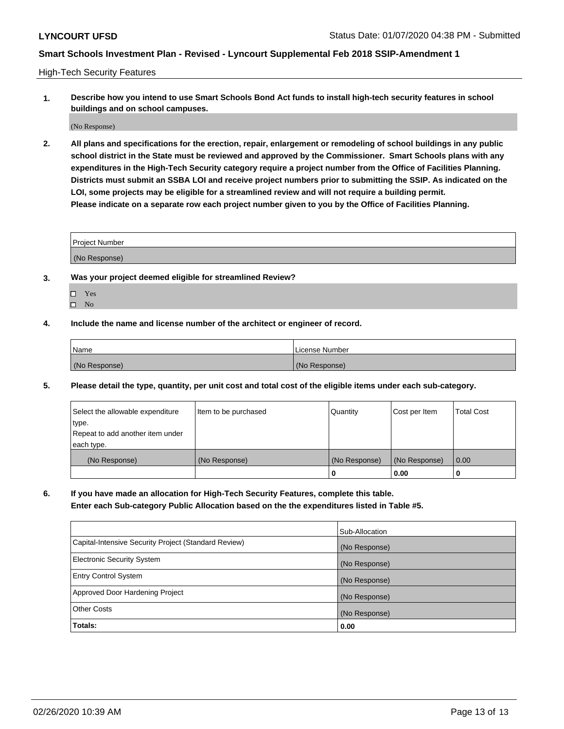High-Tech Security Features

**1. Describe how you intend to use Smart Schools Bond Act funds to install high-tech security features in school buildings and on school campuses.**

(No Response)

**2. All plans and specifications for the erection, repair, enlargement or remodeling of school buildings in any public school district in the State must be reviewed and approved by the Commissioner. Smart Schools plans with any expenditures in the High-Tech Security category require a project number from the Office of Facilities Planning. Districts must submit an SSBA LOI and receive project numbers prior to submitting the SSIP. As indicated on the LOI, some projects may be eligible for a streamlined review and will not require a building permit. Please indicate on a separate row each project number given to you by the Office of Facilities Planning.**

| Project Number |
| --- |
| (No Response) |

**3. Was your project deemed eligible for streamlined Review?**

- ☐ Yes
- ☐ No

**4. Include the name and license number of the architect or engineer of record.**

| Name | License Number |
| --- | --- |
| (No Response) | (No Response) |

**5. Please detail the type, quantity, per unit cost and total cost of the eligible items under each sub-category.**

| Select the allowable expenditure type. Repeat to add another item under each type. | Item to be purchased | Quantity | Cost per Item | Total Cost |
| --- | --- | --- | --- | --- |
| (No Response) | (No Response) | (No Response) | (No Response) | 0.00 |
| | | 0 | 0.00 | 0 |

**6. If you have made an allocation for High-Tech Security Features, complete this table. Enter each Sub-category Public Allocation based on the the expenditures listed in Table #5.**

| | Sub-Allocation |
| --- | --- |
| Capital-Intensive Security Project (Standard Review) | (No Response) |
| Electronic Security System | (No Response) |
| Entry Control System | (No Response) |
| Approved Door Hardening Project | (No Response) |
| Other Costs | (No Response) |
| **Totals:** | **0.00** |